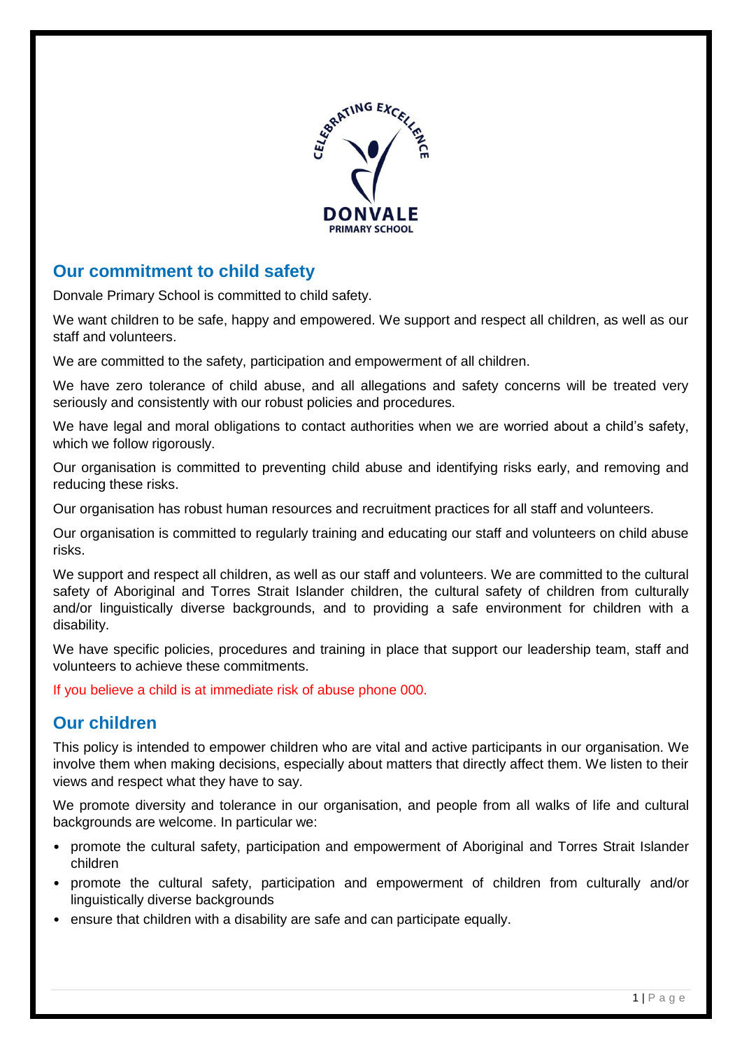## Our commitment to child safety

Donvale Primary School is committed to child safety.

We want children to be safe, happy and empowered. We support and respect all children, as well as our staff and volunteers.

We are committed to the safety, participation and empowerment of all children.

We have zero tolerance of child abuse, and all allegations and safety concerns will be treated very seriously and consistently with our robust policies and procedures.

We have legal and moral obligations to contact authorities when we are worried about a child's safety, which we follow rigorously.

Our organisation is committed to preventing child abuse and identifying risks early, and removing and reducing these risks.

Our organisation has robust human resources and recruitment practices for all staff and volunteers.

Our organisation is committed to regularly training and educating our staff and volunteers on child abuse risks.

We support and respect all children, as well as our staff and volunteers. We are committed to the cultural safety of Aboriginal and Torres Strait Islander children, the cultural safety of children from culturally and/or linguistically diverse backgrounds, and to providing a safe environment for children with a disability.

We have specific policies, procedures and training in place that support our leadership team, staff and volunteers to achieve these commitments.

If you believe a child is at immediate risk of abuse phone 000.

## Our children

This policy is intended to empower children who are vital and active participants in our organisation. We involve them when making decisions, especially about matters that directly affect them. We listen to their views and respect what they have to say.

We promote diversity and tolerance in our organisation, and people from all walks of life and cultural backgrounds are welcome. In particular we:

- promote the cultural safety, participation and empowerment of Aboriginal and Torres Strait Islander children
- promote the cultural safety, participation and empowerment of children from culturally and/or linguistically diverse backgrounds
- ensure that children with a disability are safe and can participate equally.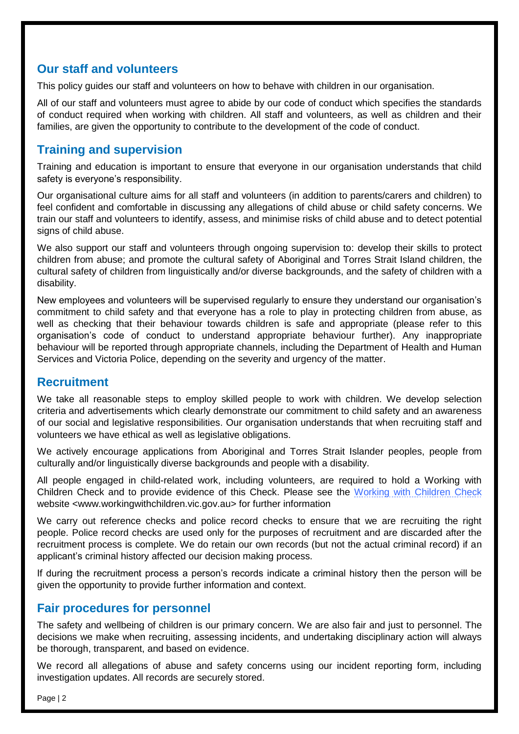## Our staff and volunteers

This policy guides our staff and volunteers on how to behave with children in our organisation.

All of our staff and volunteers must agree to abide by our code of conduct which specifies the standards of conduct required when working with children. All staff and volunteers, as well as children and their families, are given the opportunity to contribute to the development of the code of conduct.

## Training and supervision

Training and education is important to ensure that everyone in our organisation understands that child safety is everyone's responsibility.

Our organisational culture aims for all staff and volunteers (in addition to parents/carers and children) to feel confident and comfortable in discussing any allegations of child abuse or child safety concerns. We train our staff and volunteers to identify, assess, and minimise risks of child abuse and to detect potential signs of child abuse.

We also support our staff and volunteers through ongoing supervision to: develop their skills to protect children from abuse; and promote the cultural safety of Aboriginal and Torres Strait Island children, the cultural safety of children from linguistically and/or diverse backgrounds, and the safety of children with a disability.

New employees and volunteers will be supervised regularly to ensure they understand our organisation's commitment to child safety and that everyone has a role to play in protecting children from abuse, as well as checking that their behaviour towards children is safe and appropriate (please refer to this organisation's code of conduct to understand appropriate behaviour further). Any inappropriate behaviour will be reported through appropriate channels, including the Department of Health and Human Services and Victoria Police, depending on the severity and urgency of the matter.

## Recruitment

We take all reasonable steps to employ skilled people to work with children. We develop selection criteria and advertisements which clearly demonstrate our commitment to child safety and an awareness of our social and legislative responsibilities. Our organisation understands that when recruiting staff and volunteers we have ethical as well as legislative obligations.

We actively encourage applications from Aboriginal and Torres Strait Islander peoples, people from culturally and/or linguistically diverse backgrounds and people with a disability.

All people engaged in child-related work, including volunteers, are required to hold a Working with Children Check and to provide evidence of this Check. Please see the Working with Children Check website <www.workingwithchildren.vic.gov.au> for further information

We carry out reference checks and police record checks to ensure that we are recruiting the right people. Police record checks are used only for the purposes of recruitment and are discarded after the recruitment process is complete. We do retain our own records (but not the actual criminal record) if an applicant's criminal history affected our decision making process.

If during the recruitment process a person's records indicate a criminal history then the person will be given the opportunity to provide further information and context.

## Fair procedures for personnel

The safety and wellbeing of children is our primary concern. We are also fair and just to personnel. The decisions we make when recruiting, assessing incidents, and undertaking disciplinary action will always be thorough, transparent, and based on evidence.

We record all allegations of abuse and safety concerns using our incident reporting form, including investigation updates. All records are securely stored.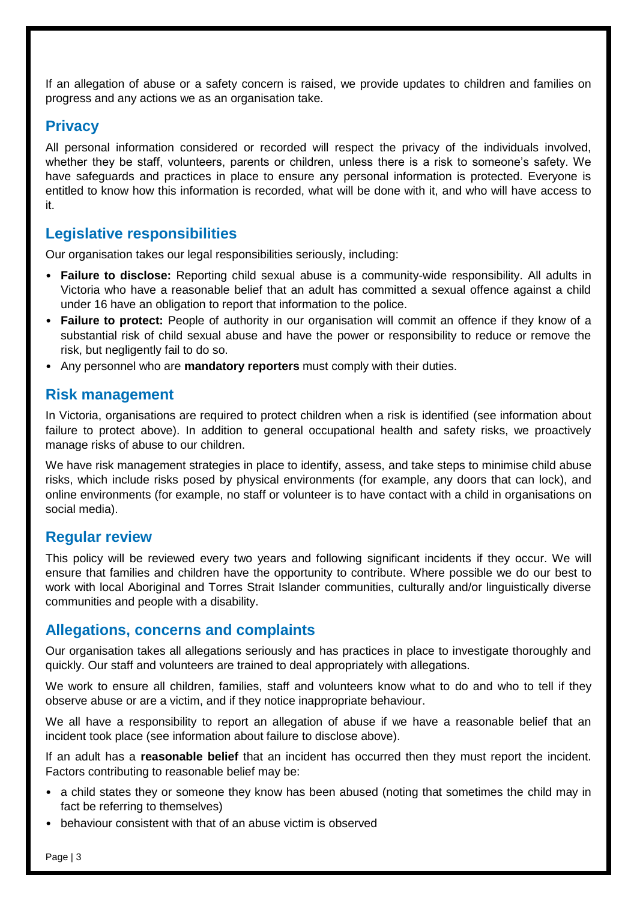If an allegation of abuse or a safety concern is raised, we provide updates to children and families on progress and any actions we as an organisation take.

## Privacy

All personal information considered or recorded will respect the privacy of the individuals involved, whether they be staff, volunteers, parents or children, unless there is a risk to someone's safety. We have safeguards and practices in place to ensure any personal information is protected. Everyone is entitled to know how this information is recorded, what will be done with it, and who will have access to it.

## Legislative responsibilities

Our organisation takes our legal responsibilities seriously, including:

- **Failure to disclose:** Reporting child sexual abuse is a community-wide responsibility. All adults in Victoria who have a reasonable belief that an adult has committed a sexual offence against a child under 16 have an obligation to report that information to the police.
- **Failure to protect:** People of authority in our organisation will commit an offence if they know of a substantial risk of child sexual abuse and have the power or responsibility to reduce or remove the risk, but negligently fail to do so.
- Any personnel who are **mandatory reporters** must comply with their duties.

## Risk management

In Victoria, organisations are required to protect children when a risk is identified (see information about failure to protect above). In addition to general occupational health and safety risks, we proactively manage risks of abuse to our children.

We have risk management strategies in place to identify, assess, and take steps to minimise child abuse risks, which include risks posed by physical environments (for example, any doors that can lock), and online environments (for example, no staff or volunteer is to have contact with a child in organisations on social media).

## Regular review

This policy will be reviewed every two years and following significant incidents if they occur. We will ensure that families and children have the opportunity to contribute. Where possible we do our best to work with local Aboriginal and Torres Strait Islander communities, culturally and/or linguistically diverse communities and people with a disability.

## Allegations, concerns and complaints

Our organisation takes all allegations seriously and has practices in place to investigate thoroughly and quickly. Our staff and volunteers are trained to deal appropriately with allegations.

We work to ensure all children, families, staff and volunteers know what to do and who to tell if they observe abuse or are a victim, and if they notice inappropriate behaviour.

We all have a responsibility to report an allegation of abuse if we have a reasonable belief that an incident took place (see information about failure to disclose above).

If an adult has a **reasonable belief** that an incident has occurred then they must report the incident. Factors contributing to reasonable belief may be:

- a child states they or someone they know has been abused (noting that sometimes the child may in fact be referring to themselves)
- behaviour consistent with that of an abuse victim is observed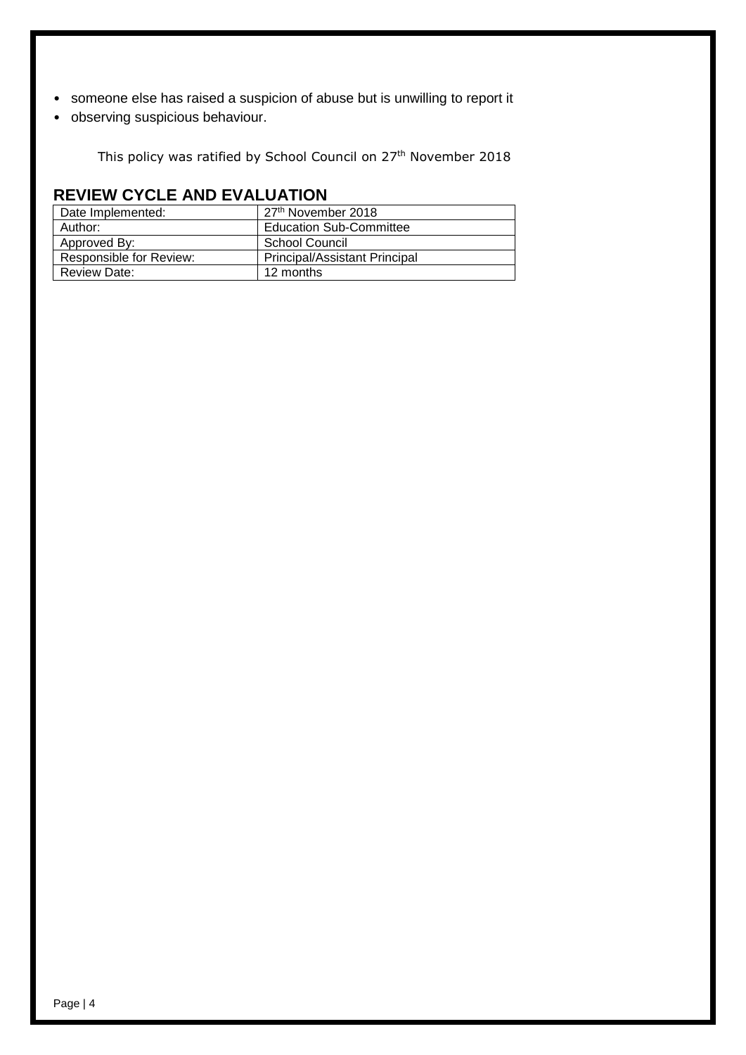- someone else has raised a suspicion of abuse but is unwilling to report it
- observing suspicious behaviour.

This policy was ratified by School Council on 27th November 2018

## REVIEW CYCLE AND EVALUATION

| | |
|---|---|
| Date Implemented: | 27th November 2018 |
| Author: | Education Sub-Committee |
| Approved By: | School Council |
| Responsible for Review: | Principal/Assistant Principal |
| Review Date: | 12 months |